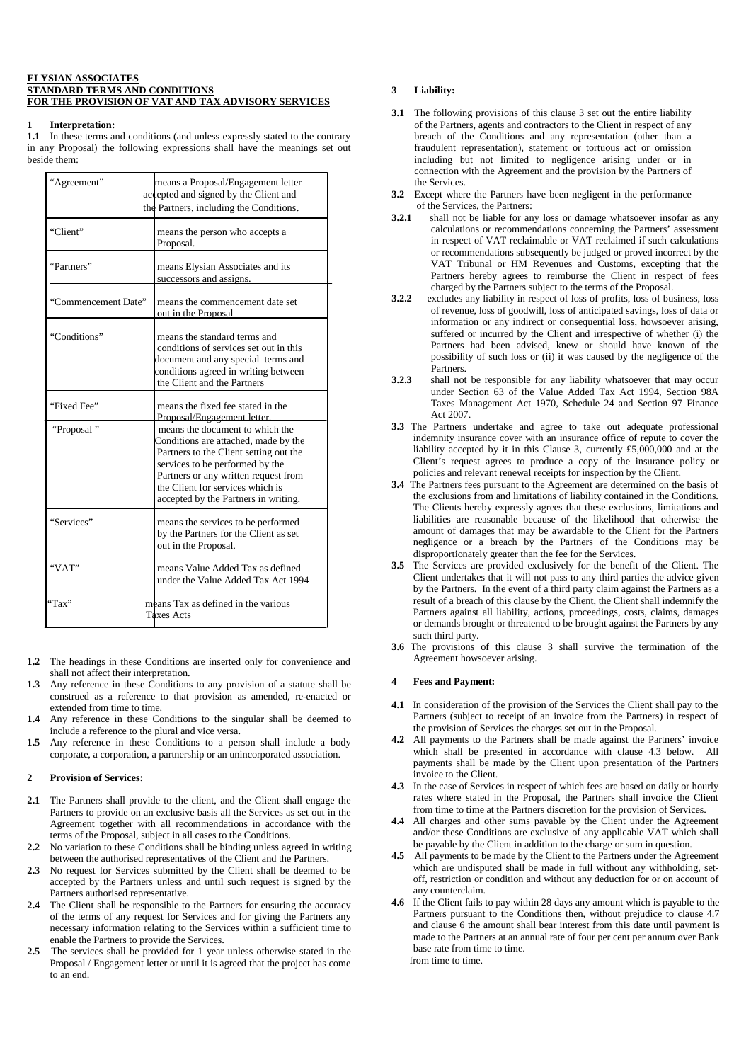**ELYSIAN ASSOCIATES**
**STANDARD TERMS AND CONDITIONS**
**FOR THE PROVISION OF VAT AND TAX ADVISORY SERVICES**

## 1 Interpretation:

**1.1** In these terms and conditions (and unless expressly stated to the contrary in any Proposal) the following expressions shall have the meanings set out beside them:

| | |
|---|---|
| "Agreement" | means a Proposal/Engagement letter accepted and signed by the Client and the Partners, including the Conditions. |
| "Client" | means the person who accepts a Proposal. |
| "Partners" | means Elysian Associates and its successors and assigns. |
| "Commencement Date" | means the commencement date set out in the Proposal |
| "Conditions" | means the standard terms and conditions of services set out in this document and any special terms and conditions agreed in writing between the Client and the Partners |
| "Fixed Fee" | means the fixed fee stated in the Proposal/Engagement letter. |
| "Proposal " | means the document to which the Conditions are attached, made by the Partners to the Client setting out the services to be performed by the Partners or any written request from the Client for services which is accepted by the Partners in writing. |
| "Services" | means the services to be performed by the Partners for the Client as set out in the Proposal. |
| "VAT" | means Value Added Tax as defined under the Value Added Tax Act 1994 |
| "Tax" | means Tax as defined in the various Taxes Acts |

**1.2** The headings in these Conditions are inserted only for convenience and shall not affect their interpretation.

**1.3** Any reference in these Conditions to any provision of a statute shall be construed as a reference to that provision as amended, re-enacted or extended from time to time.

**1.4** Any reference in these Conditions to the singular shall be deemed to include a reference to the plural and vice versa.

**1.5** Any reference in these Conditions to a person shall include a body corporate, a corporation, a partnership or an unincorporated association.

## 2 Provision of Services:

**2.1** The Partners shall provide to the client, and the Client shall engage the Partners to provide on an exclusive basis all the Services as set out in the Agreement together with all recommendations in accordance with the terms of the Proposal, subject in all cases to the Conditions.

**2.2** No variation to these Conditions shall be binding unless agreed in writing between the authorised representatives of the Client and the Partners.

**2.3** No request for Services submitted by the Client shall be deemed to be accepted by the Partners unless and until such request is signed by the Partners authorised representative.

**2.4** The Client shall be responsible to the Partners for ensuring the accuracy of the terms of any request for Services and for giving the Partners any necessary information relating to the Services within a sufficient time to enable the Partners to provide the Services.

**2.5** The services shall be provided for 1 year unless otherwise stated in the Proposal / Engagement letter or until it is agreed that the project has come to an end.

## 3 Liability:

**3.1** The following provisions of this clause 3 set out the entire liability of the Partners, agents and contractors to the Client in respect of any breach of the Conditions and any representation (other than a fraudulent representation), statement or tortuous act or omission including but not limited to negligence arising under or in connection with the Agreement and the provision by the Partners of the Services.

**3.2** Except where the Partners have been negligent in the performance of the Services, the Partners:

**3.2.1** shall not be liable for any loss or damage whatsoever insofar as any calculations or recommendations concerning the Partners' assessment in respect of VAT reclaimable or VAT reclaimed if such calculations or recommendations subsequently be judged or proved incorrect by the VAT Tribunal or HM Revenues and Customs, excepting that the Partners hereby agrees to reimburse the Client in respect of fees charged by the Partners subject to the terms of the Proposal.

**3.2.2** excludes any liability in respect of loss of profits, loss of business, loss of revenue, loss of goodwill, loss of anticipated savings, loss of data or information or any indirect or consequential loss, howsoever arising, suffered or incurred by the Client and irrespective of whether (i) the Partners had been advised, knew or should have known of the possibility of such loss or (ii) it was caused by the negligence of the Partners.

**3.2.3** shall not be responsible for any liability whatsoever that may occur under Section 63 of the Value Added Tax Act 1994, Section 98A Taxes Management Act 1970, Schedule 24 and Section 97 Finance Act 2007.

**3.3** The Partners undertake and agree to take out adequate professional indemnity insurance cover with an insurance office of repute to cover the liability accepted by it in this Clause 3, currently £5,000,000 and at the Client's request agrees to produce a copy of the insurance policy or policies and relevant renewal receipts for inspection by the Client.

**3.4** The Partners fees pursuant to the Agreement are determined on the basis of the exclusions from and limitations of liability contained in the Conditions. The Clients hereby expressly agrees that these exclusions, limitations and liabilities are reasonable because of the likelihood that otherwise the amount of damages that may be awardable to the Client for the Partners negligence or a breach by the Partners of the Conditions may be disproportionately greater than the fee for the Services.

**3.5** The Services are provided exclusively for the benefit of the Client. The Client undertakes that it will not pass to any third parties the advice given by the Partners. In the event of a third party claim against the Partners as a result of a breach of this clause by the Client, the Client shall indemnify the Partners against all liability, actions, proceedings, costs, claims, damages or demands brought or threatened to be brought against the Partners by any such third party.

**3.6** The provisions of this clause 3 shall survive the termination of the Agreement howsoever arising.

## 4 Fees and Payment:

**4.1** In consideration of the provision of the Services the Client shall pay to the Partners (subject to receipt of an invoice from the Partners) in respect of the provision of Services the charges set out in the Proposal.

**4.2** All payments to the Partners shall be made against the Partners' invoice which shall be presented in accordance with clause 4.3 below. All payments shall be made by the Client upon presentation of the Partners invoice to the Client.

**4.3** In the case of Services in respect of which fees are based on daily or hourly rates where stated in the Proposal, the Partners shall invoice the Client from time to time at the Partners discretion for the provision of Services.

**4.4** All charges and other sums payable by the Client under the Agreement and/or these Conditions are exclusive of any applicable VAT which shall be payable by the Client in addition to the charge or sum in question.

**4.5** All payments to be made by the Client to the Partners under the Agreement which are undisputed shall be made in full without any withholding, set-off, restriction or condition and without any deduction for or on account of any counterclaim.

**4.6** If the Client fails to pay within 28 days any amount which is payable to the Partners pursuant to the Conditions then, without prejudice to clause 4.7 and clause 6 the amount shall bear interest from this date until payment is made to the Partners at an annual rate of four per cent per annum over Bank base rate from time to time.
from time to time.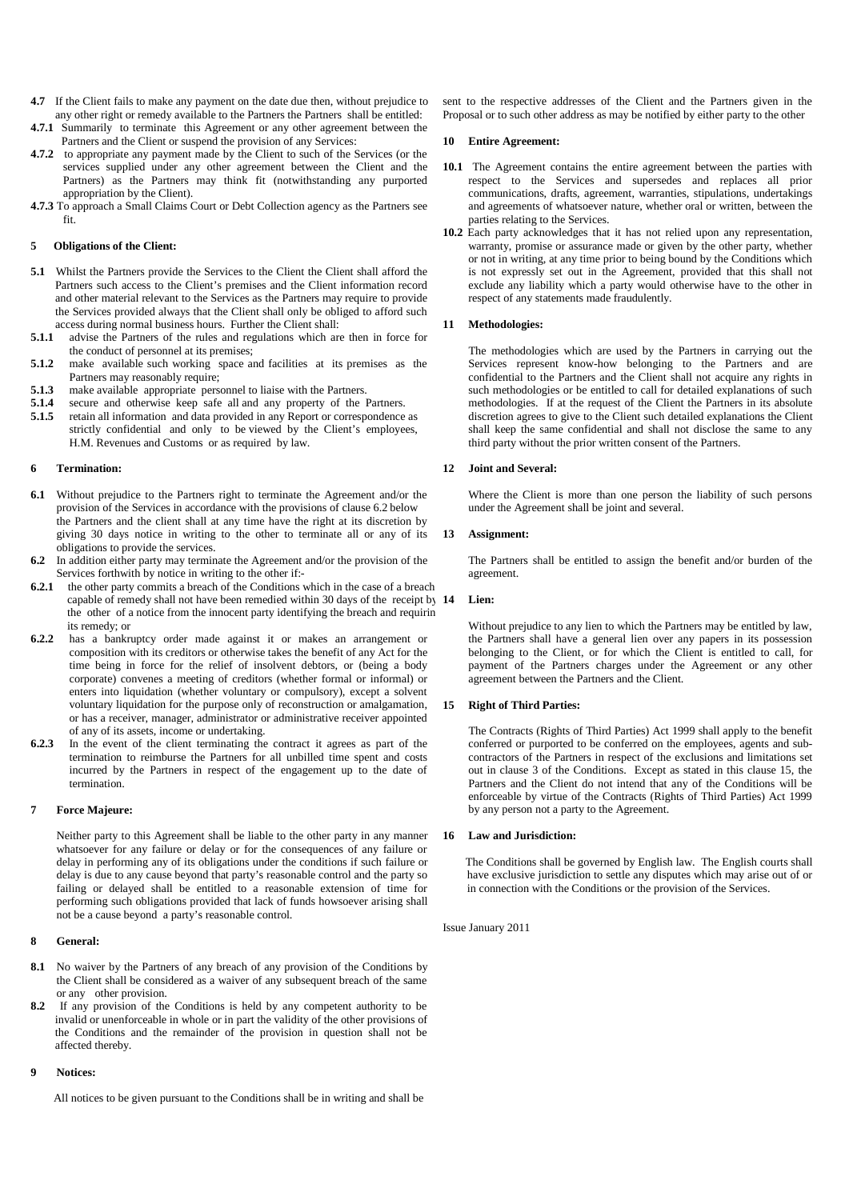**4.7** If the Client fails to make any payment on the date due then, without prejudice to any other right or remedy available to the Partners the Partners shall be entitled:

**4.7.1** Summarily to terminate this Agreement or any other agreement between the Partners and the Client or suspend the provision of any Services:

**4.7.2** to appropriate any payment made by the Client to such of the Services (or the services supplied under any other agreement between the Client and the Partners) as the Partners may think fit (notwithstanding any purported appropriation by the Client).

**4.7.3** To approach a Small Claims Court or Debt Collection agency as the Partners see fit.

## 5 Obligations of the Client:

**5.1** Whilst the Partners provide the Services to the Client the Client shall afford the Partners such access to the Client's premises and the Client information record and other material relevant to the Services as the Partners may require to provide the Services provided always that the Client shall only be obliged to afford such access during normal business hours. Further the Client shall:

**5.1.1** advise the Partners of the rules and regulations which are then in force for the conduct of personnel at its premises;

**5.1.2** make available such working space and facilities at its premises as the Partners may reasonably require;

**5.1.3** make available appropriate personnel to liaise with the Partners.

**5.1.4** secure and otherwise keep safe all and any property of the Partners.

**5.1.5** retain all information and data provided in any Report or correspondence as strictly confidential and only to be viewed by the Client's employees, H.M. Revenues and Customs or as required by law.

## 6 Termination:

**6.1** Without prejudice to the Partners right to terminate the Agreement and/or the provision of the Services in accordance with the provisions of clause 6.2 below the Partners and the client shall at any time have the right at its discretion by giving 30 days notice in writing to the other to terminate all or any of its obligations to provide the services.

**6.2** In addition either party may terminate the Agreement and/or the provision of the Services forthwith by notice in writing to the other if:-

**6.2.1** the other party commits a breach of the Conditions which in the case of a breach capable of remedy shall not have been remedied within 30 days of the receipt by the other of a notice from the innocent party identifying the breach and requiring its remedy; or

**6.2.2** has a bankruptcy order made against it or makes an arrangement or composition with its creditors or otherwise takes the benefit of any Act for the time being in force for the relief of insolvent debtors, or (being a body corporate) convenes a meeting of creditors (whether formal or informal) or enters into liquidation (whether voluntary or compulsory), except a solvent voluntary liquidation for the purpose only of reconstruction or amalgamation, or has a receiver, manager, administrator or administrative receiver appointed of any of its assets, income or undertaking.

**6.2.3** In the event of the client terminating the contract it agrees as part of the termination to reimburse the Partners for all unbilled time spent and costs incurred by the Partners in respect of the engagement up to the date of termination.

## 7 Force Majeure:

Neither party to this Agreement shall be liable to the other party in any manner whatsoever for any failure or delay or for the consequences of any failure or delay in performing any of its obligations under the conditions if such failure or delay is due to any cause beyond that party's reasonable control and the party so failing or delayed shall be entitled to a reasonable extension of time for performing such obligations provided that lack of funds howsoever arising shall not be a cause beyond a party's reasonable control.

## 8 General:

**8.1** No waiver by the Partners of any breach of any provision of the Conditions by the Client shall be considered as a waiver of any subsequent breach of the same or any other provision.

**8.2** If any provision of the Conditions is held by any competent authority to be invalid or unenforceable in whole or in part the validity of the other provisions of the Conditions and the remainder of the provision in question shall not be affected thereby.

## 9 Notices:

All notices to be given pursuant to the Conditions shall be in writing and shall be sent to the respective addresses of the Client and the Partners given in the Proposal or to such other address as may be notified by either party to the other

## 10 Entire Agreement:

**10.1** The Agreement contains the entire agreement between the parties with respect to the Services and supersedes and replaces all prior communications, drafts, agreement, warranties, stipulations, undertakings and agreements of whatsoever nature, whether oral or written, between the parties relating to the Services.

**10.2** Each party acknowledges that it has not relied upon any representation, warranty, promise or assurance made or given by the other party, whether or not in writing, at any time prior to being bound by the Conditions which is not expressly set out in the Agreement, provided that this shall not exclude any liability which a party would otherwise have to the other in respect of any statements made fraudulently.

## 11 Methodologies:

The methodologies which are used by the Partners in carrying out the Services represent know-how belonging to the Partners and are confidential to the Partners and the Client shall not acquire any rights in such methodologies or be entitled to call for detailed explanations of such methodologies. If at the request of the Client the Partners in its absolute discretion agrees to give to the Client such detailed explanations the Client shall keep the same confidential and shall not disclose the same to any third party without the prior written consent of the Partners.

## 12 Joint and Several:

Where the Client is more than one person the liability of such persons under the Agreement shall be joint and several.

## 13 Assignment:

The Partners shall be entitled to assign the benefit and/or burden of the agreement.

## 14 Lien:

Without prejudice to any lien to which the Partners may be entitled by law, the Partners shall have a general lien over any papers in its possession belonging to the Client, or for which the Client is entitled to call, for payment of the Partners charges under the Agreement or any other agreement between the Partners and the Client.

## 15 Right of Third Parties:

The Contracts (Rights of Third Parties) Act 1999 shall apply to the benefit conferred or purported to be conferred on the employees, agents and sub-contractors of the Partners in respect of the exclusions and limitations set out in clause 3 of the Conditions. Except as stated in this clause 15, the Partners and the Client do not intend that any of the Conditions will be enforceable by virtue of the Contracts (Rights of Third Parties) Act 1999 by any person not a party to the Agreement.

## 16 Law and Jurisdiction:

The Conditions shall be governed by English law. The English courts shall have exclusive jurisdiction to settle any disputes which may arise out of or in connection with the Conditions or the provision of the Services.

Issue January 2011